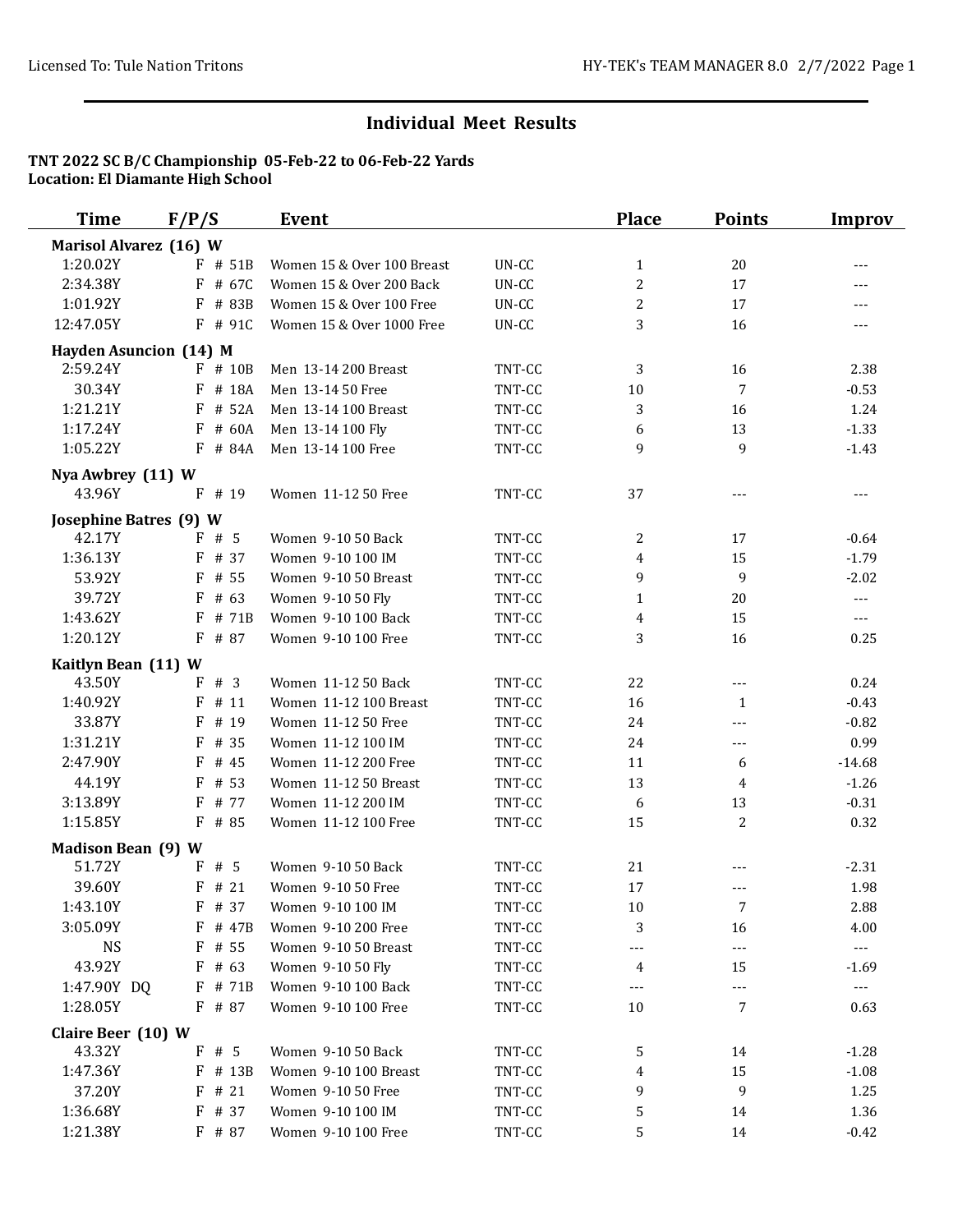## Individual Meet Results

**TNT 2022 SC B/C Championship 05-Feb-22 to 06-Feb-22 Yards**
**Location: El Diamante High School**

| Time | F/P/S | Event | | Place | Points | Improv |
|---|---|---|---|---|---|---|
| **Marisol Alvarez (16) W** | | | | | | |
| 1:20.02Y | F # 51B | Women 15 & Over 100 Breast | UN-CC | 1 | 20 | --- |
| 2:34.38Y | F # 67C | Women 15 & Over 200 Back | UN-CC | 2 | 17 | --- |
| 1:01.92Y | F # 83B | Women 15 & Over 100 Free | UN-CC | 2 | 17 | --- |
| 12:47.05Y | F # 91C | Women 15 & Over 1000 Free | UN-CC | 3 | 16 | --- |
| **Hayden Asuncion (14) M** | | | | | | |
| 2:59.24Y | F # 10B | Men 13-14 200 Breast | TNT-CC | 3 | 16 | 2.38 |
| 30.34Y | F # 18A | Men 13-14 50 Free | TNT-CC | 10 | 7 | -0.53 |
| 1:21.21Y | F # 52A | Men 13-14 100 Breast | TNT-CC | 3 | 16 | 1.24 |
| 1:17.24Y | F # 60A | Men 13-14 100 Fly | TNT-CC | 6 | 13 | -1.33 |
| 1:05.22Y | F # 84A | Men 13-14 100 Free | TNT-CC | 9 | 9 | -1.43 |
| **Nya Awbrey (11) W** | | | | | | |
| 43.96Y | F # 19 | Women 11-12 50 Free | TNT-CC | 37 | --- | --- |
| **Josephine Batres (9) W** | | | | | | |
| 42.17Y | F # 5 | Women 9-10 50 Back | TNT-CC | 2 | 17 | -0.64 |
| 1:36.13Y | F # 37 | Women 9-10 100 IM | TNT-CC | 4 | 15 | -1.79 |
| 53.92Y | F # 55 | Women 9-10 50 Breast | TNT-CC | 9 | 9 | -2.02 |
| 39.72Y | F # 63 | Women 9-10 50 Fly | TNT-CC | 1 | 20 | --- |
| 1:43.62Y | F # 71B | Women 9-10 100 Back | TNT-CC | 4 | 15 | --- |
| 1:20.12Y | F # 87 | Women 9-10 100 Free | TNT-CC | 3 | 16 | 0.25 |
| **Kaitlyn Bean (11) W** | | | | | | |
| 43.50Y | F # 3 | Women 11-12 50 Back | TNT-CC | 22 | --- | 0.24 |
| 1:40.92Y | F # 11 | Women 11-12 100 Breast | TNT-CC | 16 | 1 | -0.43 |
| 33.87Y | F # 19 | Women 11-12 50 Free | TNT-CC | 24 | --- | -0.82 |
| 1:31.21Y | F # 35 | Women 11-12 100 IM | TNT-CC | 24 | --- | 0.99 |
| 2:47.90Y | F # 45 | Women 11-12 200 Free | TNT-CC | 11 | 6 | -14.68 |
| 44.19Y | F # 53 | Women 11-12 50 Breast | TNT-CC | 13 | 4 | -1.26 |
| 3:13.89Y | F # 77 | Women 11-12 200 IM | TNT-CC | 6 | 13 | -0.31 |
| 1:15.85Y | F # 85 | Women 11-12 100 Free | TNT-CC | 15 | 2 | 0.32 |
| **Madison Bean (9) W** | | | | | | |
| 51.72Y | F # 5 | Women 9-10 50 Back | TNT-CC | 21 | --- | -2.31 |
| 39.60Y | F # 21 | Women 9-10 50 Free | TNT-CC | 17 | --- | 1.98 |
| 1:43.10Y | F # 37 | Women 9-10 100 IM | TNT-CC | 10 | 7 | 2.88 |
| 3:05.09Y | F # 47B | Women 9-10 200 Free | TNT-CC | 3 | 16 | 4.00 |
| NS | F # 55 | Women 9-10 50 Breast | TNT-CC | --- | --- | --- |
| 43.92Y | F # 63 | Women 9-10 50 Fly | TNT-CC | 4 | 15 | -1.69 |
| 1:47.90Y DQ | F # 71B | Women 9-10 100 Back | TNT-CC | --- | --- | --- |
| 1:28.05Y | F # 87 | Women 9-10 100 Free | TNT-CC | 10 | 7 | 0.63 |
| **Claire Beer (10) W** | | | | | | |
| 43.32Y | F # 5 | Women 9-10 50 Back | TNT-CC | 5 | 14 | -1.28 |
| 1:47.36Y | F # 13B | Women 9-10 100 Breast | TNT-CC | 4 | 15 | -1.08 |
| 37.20Y | F # 21 | Women 9-10 50 Free | TNT-CC | 9 | 9 | 1.25 |
| 1:36.68Y | F # 37 | Women 9-10 100 IM | TNT-CC | 5 | 14 | 1.36 |
| 1:21.38Y | F # 87 | Women 9-10 100 Free | TNT-CC | 5 | 14 | -0.42 |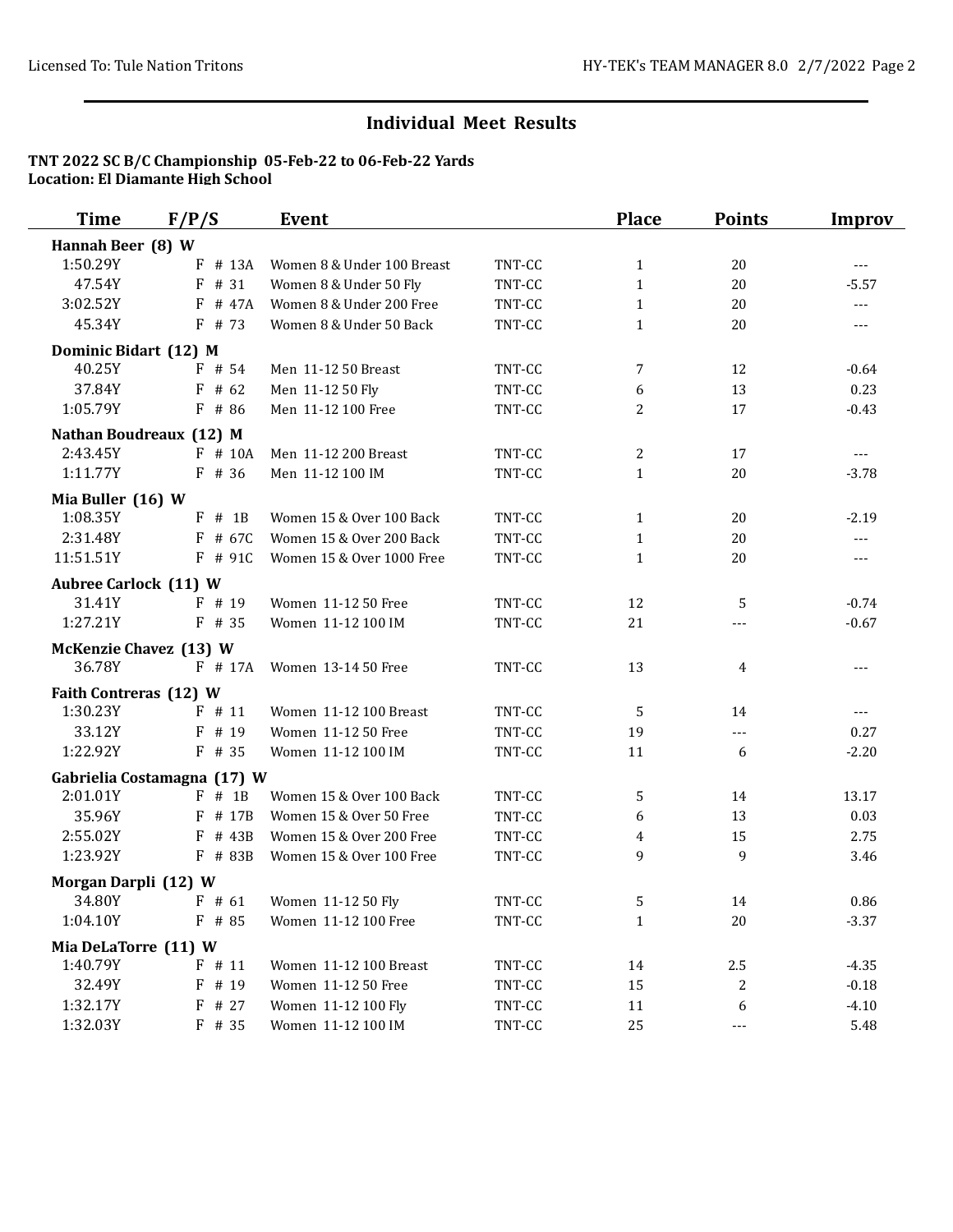## Individual Meet Results

**TNT 2022 SC B/C Championship 05-Feb-22 to 06-Feb-22 Yards**
**Location: El Diamante High School**

| Time | F/P/S | Event | | Place | Points | Improv |
|---|---|---|---|---|---|---|
| **Hannah Beer (8) W** | | | | | | |
| 1:50.29Y | F # 13A | Women 8 & Under 100 Breast | TNT-CC | 1 | 20 | --- |
| 47.54Y | F # 31 | Women 8 & Under 50 Fly | TNT-CC | 1 | 20 | -5.57 |
| 3:02.52Y | F # 47A | Women 8 & Under 200 Free | TNT-CC | 1 | 20 | --- |
| 45.34Y | F # 73 | Women 8 & Under 50 Back | TNT-CC | 1 | 20 | --- |
| **Dominic Bidart (12) M** | | | | | | |
| 40.25Y | F # 54 | Men 11-12 50 Breast | TNT-CC | 7 | 12 | -0.64 |
| 37.84Y | F # 62 | Men 11-12 50 Fly | TNT-CC | 6 | 13 | 0.23 |
| 1:05.79Y | F # 86 | Men 11-12 100 Free | TNT-CC | 2 | 17 | -0.43 |
| **Nathan Boudreaux (12) M** | | | | | | |
| 2:43.45Y | F # 10A | Men 11-12 200 Breast | TNT-CC | 2 | 17 | --- |
| 1:11.77Y | F # 36 | Men 11-12 100 IM | TNT-CC | 1 | 20 | -3.78 |
| **Mia Buller (16) W** | | | | | | |
| 1:08.35Y | F # 1B | Women 15 & Over 100 Back | TNT-CC | 1 | 20 | -2.19 |
| 2:31.48Y | F # 67C | Women 15 & Over 200 Back | TNT-CC | 1 | 20 | --- |
| 11:51.51Y | F # 91C | Women 15 & Over 1000 Free | TNT-CC | 1 | 20 | --- |
| **Aubree Carlock (11) W** | | | | | | |
| 31.41Y | F # 19 | Women 11-12 50 Free | TNT-CC | 12 | 5 | -0.74 |
| 1:27.21Y | F # 35 | Women 11-12 100 IM | TNT-CC | 21 | --- | -0.67 |
| **McKenzie Chavez (13) W** | | | | | | |
| 36.78Y | F # 17A | Women 13-14 50 Free | TNT-CC | 13 | 4 | --- |
| **Faith Contreras (12) W** | | | | | | |
| 1:30.23Y | F # 11 | Women 11-12 100 Breast | TNT-CC | 5 | 14 | --- |
| 33.12Y | F # 19 | Women 11-12 50 Free | TNT-CC | 19 | --- | 0.27 |
| 1:22.92Y | F # 35 | Women 11-12 100 IM | TNT-CC | 11 | 6 | -2.20 |
| **Gabrielia Costamagna (17) W** | | | | | | |
| 2:01.01Y | F # 1B | Women 15 & Over 100 Back | TNT-CC | 5 | 14 | 13.17 |
| 35.96Y | F # 17B | Women 15 & Over 50 Free | TNT-CC | 6 | 13 | 0.03 |
| 2:55.02Y | F # 43B | Women 15 & Over 200 Free | TNT-CC | 4 | 15 | 2.75 |
| 1:23.92Y | F # 83B | Women 15 & Over 100 Free | TNT-CC | 9 | 9 | 3.46 |
| **Morgan Darpli (12) W** | | | | | | |
| 34.80Y | F # 61 | Women 11-12 50 Fly | TNT-CC | 5 | 14 | 0.86 |
| 1:04.10Y | F # 85 | Women 11-12 100 Free | TNT-CC | 1 | 20 | -3.37 |
| **Mia DeLaTorre (11) W** | | | | | | |
| 1:40.79Y | F # 11 | Women 11-12 100 Breast | TNT-CC | 14 | 2.5 | -4.35 |
| 32.49Y | F # 19 | Women 11-12 50 Free | TNT-CC | 15 | 2 | -0.18 |
| 1:32.17Y | F # 27 | Women 11-12 100 Fly | TNT-CC | 11 | 6 | -4.10 |
| 1:32.03Y | F # 35 | Women 11-12 100 IM | TNT-CC | 25 | --- | 5.48 |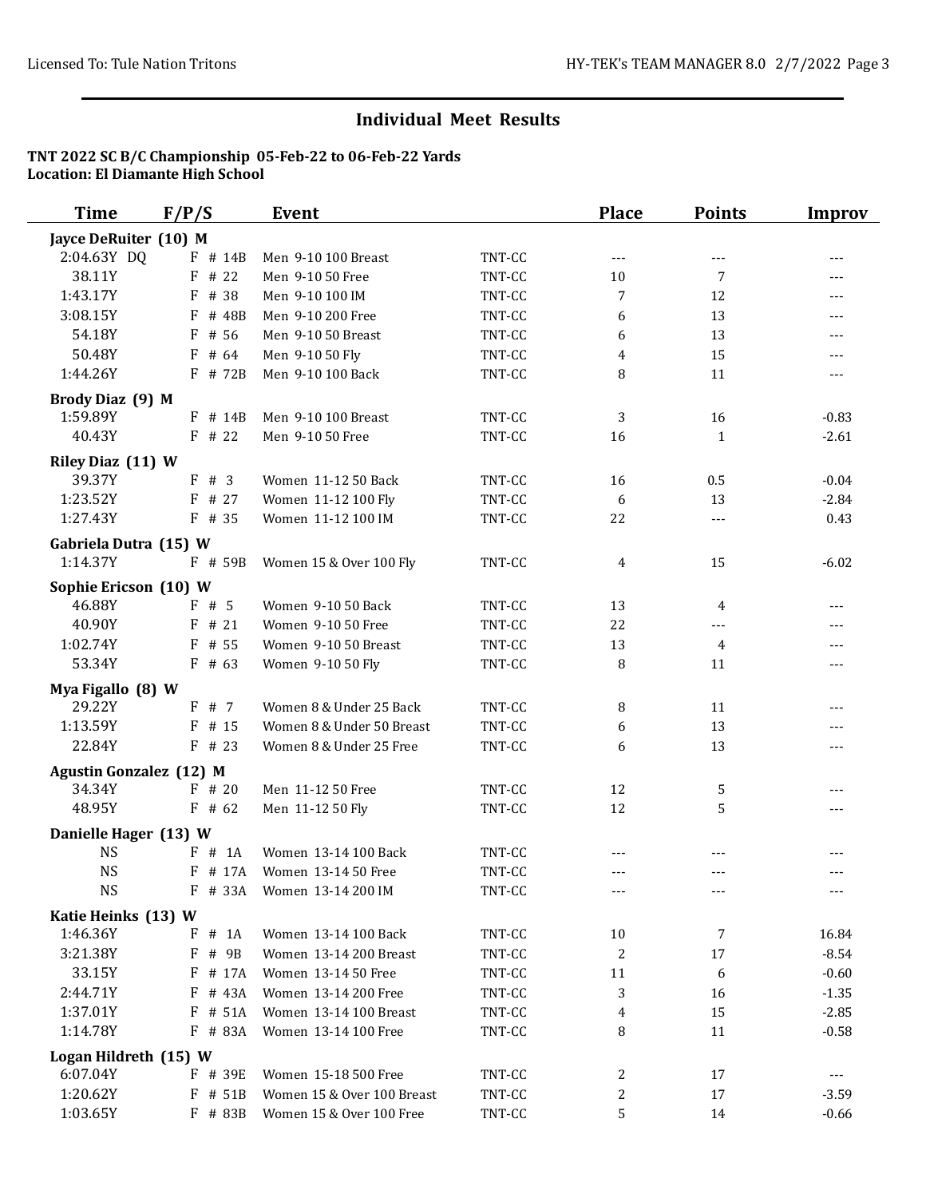## Individual Meet Results

**TNT 2022 SC B/C Championship 05-Feb-22 to 06-Feb-22 Yards**
**Location: El Diamante High School**

| Time | F/P/S | Event | | Place | Points | Improv |
|---|---|---|---|---|---|---|
| **Jayce DeRuiter (10) M** | | | | | | |
| 2:04.63Y DQ | F # 14B | Men 9-10 100 Breast | TNT-CC | --- | --- | --- |
| 38.11Y | F # 22 | Men 9-10 50 Free | TNT-CC | 10 | 7 | --- |
| 1:43.17Y | F # 38 | Men 9-10 100 IM | TNT-CC | 7 | 12 | --- |
| 3:08.15Y | F # 48B | Men 9-10 200 Free | TNT-CC | 6 | 13 | --- |
| 54.18Y | F # 56 | Men 9-10 50 Breast | TNT-CC | 6 | 13 | --- |
| 50.48Y | F # 64 | Men 9-10 50 Fly | TNT-CC | 4 | 15 | --- |
| 1:44.26Y | F # 72B | Men 9-10 100 Back | TNT-CC | 8 | 11 | --- |
| **Brody Diaz (9) M** | | | | | | |
| 1:59.89Y | F # 14B | Men 9-10 100 Breast | TNT-CC | 3 | 16 | -0.83 |
| 40.43Y | F # 22 | Men 9-10 50 Free | TNT-CC | 16 | 1 | -2.61 |
| **Riley Diaz (11) W** | | | | | | |
| 39.37Y | F # 3 | Women 11-12 50 Back | TNT-CC | 16 | 0.5 | -0.04 |
| 1:23.52Y | F # 27 | Women 11-12 100 Fly | TNT-CC | 6 | 13 | -2.84 |
| 1:27.43Y | F # 35 | Women 11-12 100 IM | TNT-CC | 22 | --- | 0.43 |
| **Gabriela Dutra (15) W** | | | | | | |
| 1:14.37Y | F # 59B | Women 15 & Over 100 Fly | TNT-CC | 4 | 15 | -6.02 |
| **Sophie Ericson (10) W** | | | | | | |
| 46.88Y | F # 5 | Women 9-10 50 Back | TNT-CC | 13 | 4 | --- |
| 40.90Y | F # 21 | Women 9-10 50 Free | TNT-CC | 22 | --- | --- |
| 1:02.74Y | F # 55 | Women 9-10 50 Breast | TNT-CC | 13 | 4 | --- |
| 53.34Y | F # 63 | Women 9-10 50 Fly | TNT-CC | 8 | 11 | --- |
| **Mya Figallo (8) W** | | | | | | |
| 29.22Y | F # 7 | Women 8 & Under 25 Back | TNT-CC | 8 | 11 | --- |
| 1:13.59Y | F # 15 | Women 8 & Under 50 Breast | TNT-CC | 6 | 13 | --- |
| 22.84Y | F # 23 | Women 8 & Under 25 Free | TNT-CC | 6 | 13 | --- |
| **Agustin Gonzalez (12) M** | | | | | | |
| 34.34Y | F # 20 | Men 11-12 50 Free | TNT-CC | 12 | 5 | --- |
| 48.95Y | F # 62 | Men 11-12 50 Fly | TNT-CC | 12 | 5 | --- |
| **Danielle Hager (13) W** | | | | | | |
| NS | F # 1A | Women 13-14 100 Back | TNT-CC | --- | --- | --- |
| NS | F # 17A | Women 13-14 50 Free | TNT-CC | --- | --- | --- |
| NS | F # 33A | Women 13-14 200 IM | TNT-CC | --- | --- | --- |
| **Katie Heinks (13) W** | | | | | | |
| 1:46.36Y | F # 1A | Women 13-14 100 Back | TNT-CC | 10 | 7 | 16.84 |
| 3:21.38Y | F # 9B | Women 13-14 200 Breast | TNT-CC | 2 | 17 | -8.54 |
| 33.15Y | F # 17A | Women 13-14 50 Free | TNT-CC | 11 | 6 | -0.60 |
| 2:44.71Y | F # 43A | Women 13-14 200 Free | TNT-CC | 3 | 16 | -1.35 |
| 1:37.01Y | F # 51A | Women 13-14 100 Breast | TNT-CC | 4 | 15 | -2.85 |
| 1:14.78Y | F # 83A | Women 13-14 100 Free | TNT-CC | 8 | 11 | -0.58 |
| **Logan Hildreth (15) W** | | | | | | |
| 6:07.04Y | F # 39E | Women 15-18 500 Free | TNT-CC | 2 | 17 | --- |
| 1:20.62Y | F # 51B | Women 15 & Over 100 Breast | TNT-CC | 2 | 17 | -3.59 |
| 1:03.65Y | F # 83B | Women 15 & Over 100 Free | TNT-CC | 5 | 14 | -0.66 |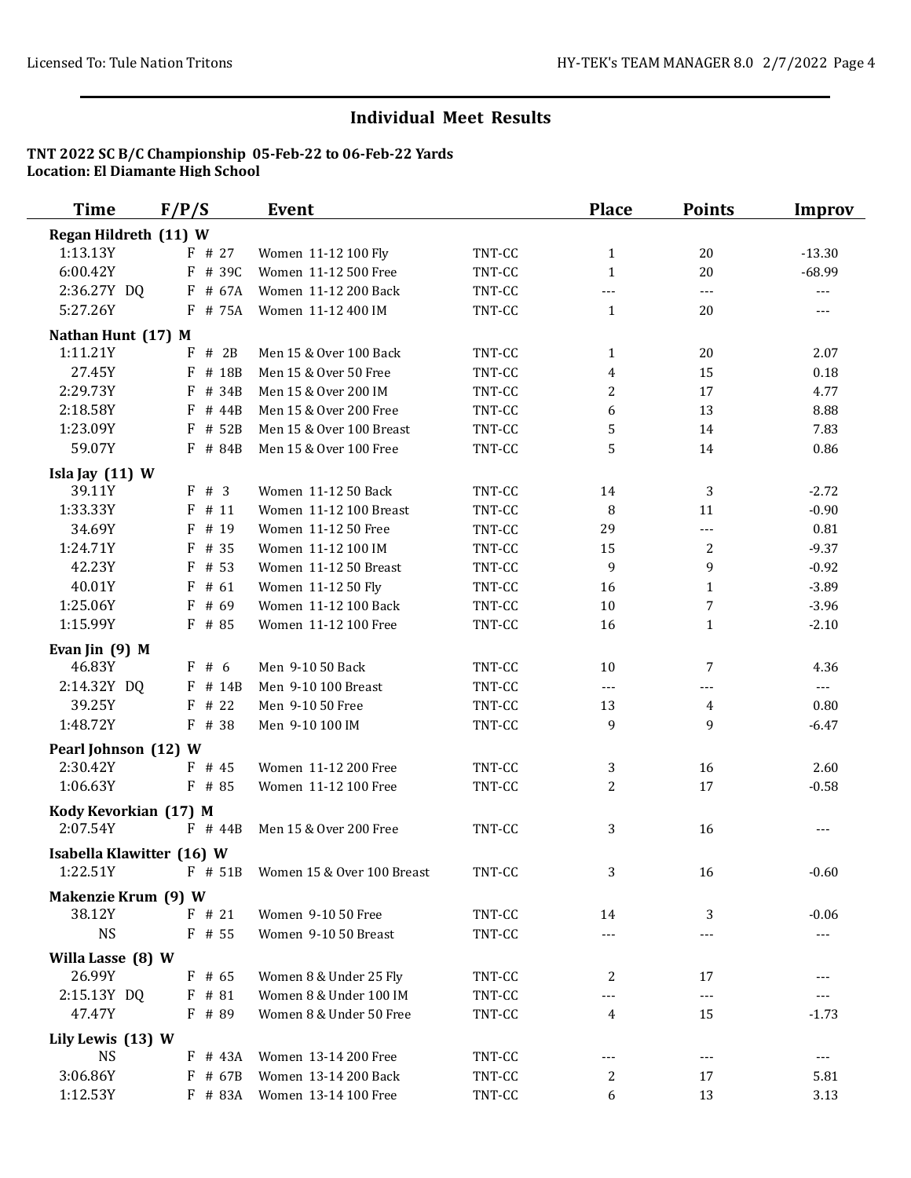## Individual Meet Results

**TNT 2022 SC B/C Championship 05-Feb-22 to 06-Feb-22 Yards**
**Location: El Diamante High School**

| Time | F/P/S | Event | | Place | Points | Improv |
|---|---|---|---|---|---|---|
| **Regan Hildreth (11) W** | | | | | | |
| 1:13.13Y | F # 27 | Women 11-12 100 Fly | TNT-CC | 1 | 20 | -13.30 |
| 6:00.42Y | F # 39C | Women 11-12 500 Free | TNT-CC | 1 | 20 | -68.99 |
| 2:36.27Y DQ | F # 67A | Women 11-12 200 Back | TNT-CC | --- | --- | --- |
| 5:27.26Y | F # 75A | Women 11-12 400 IM | TNT-CC | 1 | 20 | --- |
| **Nathan Hunt (17) M** | | | | | | |
| 1:11.21Y | F # 2B | Men 15 & Over 100 Back | TNT-CC | 1 | 20 | 2.07 |
| 27.45Y | F # 18B | Men 15 & Over 50 Free | TNT-CC | 4 | 15 | 0.18 |
| 2:29.73Y | F # 34B | Men 15 & Over 200 IM | TNT-CC | 2 | 17 | 4.77 |
| 2:18.58Y | F # 44B | Men 15 & Over 200 Free | TNT-CC | 6 | 13 | 8.88 |
| 1:23.09Y | F # 52B | Men 15 & Over 100 Breast | TNT-CC | 5 | 14 | 7.83 |
| 59.07Y | F # 84B | Men 15 & Over 100 Free | TNT-CC | 5 | 14 | 0.86 |
| **Isla Jay (11) W** | | | | | | |
| 39.11Y | F # 3 | Women 11-12 50 Back | TNT-CC | 14 | 3 | -2.72 |
| 1:33.33Y | F # 11 | Women 11-12 100 Breast | TNT-CC | 8 | 11 | -0.90 |
| 34.69Y | F # 19 | Women 11-12 50 Free | TNT-CC | 29 | --- | 0.81 |
| 1:24.71Y | F # 35 | Women 11-12 100 IM | TNT-CC | 15 | 2 | -9.37 |
| 42.23Y | F # 53 | Women 11-12 50 Breast | TNT-CC | 9 | 9 | -0.92 |
| 40.01Y | F # 61 | Women 11-12 50 Fly | TNT-CC | 16 | 1 | -3.89 |
| 1:25.06Y | F # 69 | Women 11-12 100 Back | TNT-CC | 10 | 7 | -3.96 |
| 1:15.99Y | F # 85 | Women 11-12 100 Free | TNT-CC | 16 | 1 | -2.10 |
| **Evan Jin (9) M** | | | | | | |
| 46.83Y | F # 6 | Men 9-10 50 Back | TNT-CC | 10 | 7 | 4.36 |
| 2:14.32Y DQ | F # 14B | Men 9-10 100 Breast | TNT-CC | --- | --- | --- |
| 39.25Y | F # 22 | Men 9-10 50 Free | TNT-CC | 13 | 4 | 0.80 |
| 1:48.72Y | F # 38 | Men 9-10 100 IM | TNT-CC | 9 | 9 | -6.47 |
| **Pearl Johnson (12) W** | | | | | | |
| 2:30.42Y | F # 45 | Women 11-12 200 Free | TNT-CC | 3 | 16 | 2.60 |
| 1:06.63Y | F # 85 | Women 11-12 100 Free | TNT-CC | 2 | 17 | -0.58 |
| **Kody Kevorkian (17) M** | | | | | | |
| 2:07.54Y | F # 44B | Men 15 & Over 200 Free | TNT-CC | 3 | 16 | --- |
| **Isabella Klawitter (16) W** | | | | | | |
| 1:22.51Y | F # 51B | Women 15 & Over 100 Breast | TNT-CC | 3 | 16 | -0.60 |
| **Makenzie Krum (9) W** | | | | | | |
| 38.12Y | F # 21 | Women 9-10 50 Free | TNT-CC | 14 | 3 | -0.06 |
| NS | F # 55 | Women 9-10 50 Breast | TNT-CC | --- | --- | --- |
| **Willa Lasse (8) W** | | | | | | |
| 26.99Y | F # 65 | Women 8 & Under 25 Fly | TNT-CC | 2 | 17 | --- |
| 2:15.13Y DQ | F # 81 | Women 8 & Under 100 IM | TNT-CC | --- | --- | --- |
| 47.47Y | F # 89 | Women 8 & Under 50 Free | TNT-CC | 4 | 15 | -1.73 |
| **Lily Lewis (13) W** | | | | | | |
| NS | F # 43A | Women 13-14 200 Free | TNT-CC | --- | --- | --- |
| 3:06.86Y | F # 67B | Women 13-14 200 Back | TNT-CC | 2 | 17 | 5.81 |
| 1:12.53Y | F # 83A | Women 13-14 100 Free | TNT-CC | 6 | 13 | 3.13 |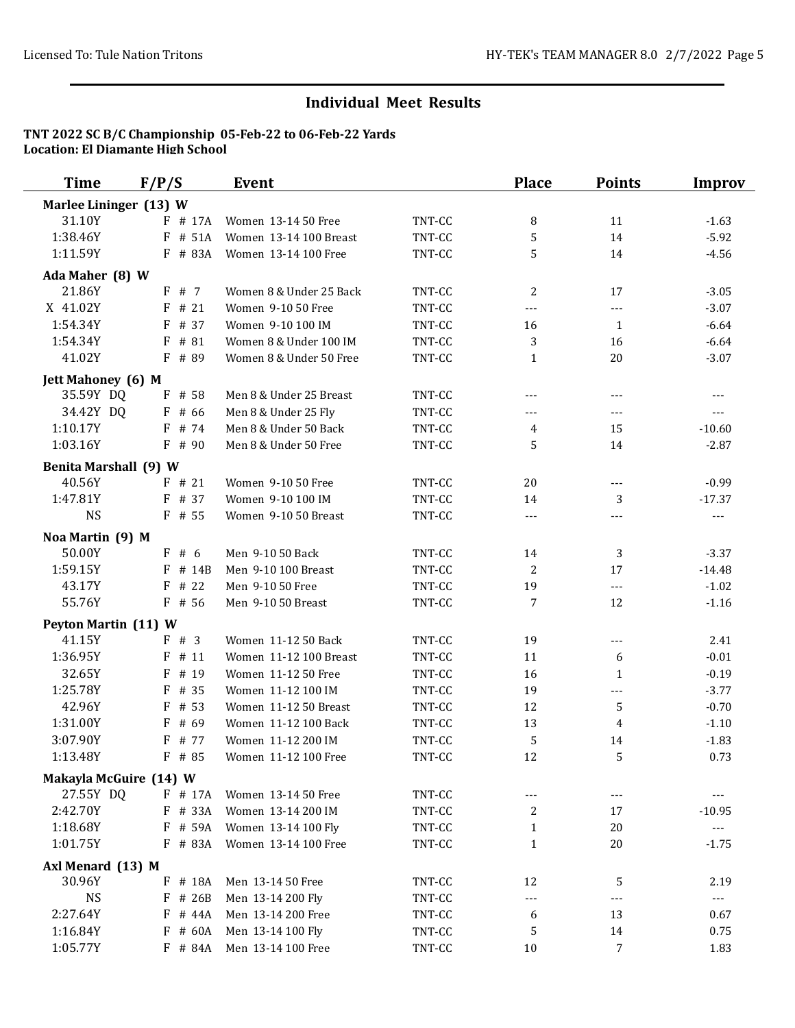## Individual Meet Results

**TNT 2022 SC B/C Championship 05-Feb-22 to 06-Feb-22 Yards**
**Location: El Diamante High School**

| Time | F/P/S | Event | | Place | Points | Improv |
|---|---|---|---|---|---|---|
| **Marlee Lininger (13) W** | | | | | | |
| 31.10Y | F # 17A | Women 13-14 50 Free | TNT-CC | 8 | 11 | -1.63 |
| 1:38.46Y | F # 51A | Women 13-14 100 Breast | TNT-CC | 5 | 14 | -5.92 |
| 1:11.59Y | F # 83A | Women 13-14 100 Free | TNT-CC | 5 | 14 | -4.56 |
| **Ada Maher (8) W** | | | | | | |
| 21.86Y | F # 7 | Women 8 & Under 25 Back | TNT-CC | 2 | 17 | -3.05 |
| X 41.02Y | F # 21 | Women 9-10 50 Free | TNT-CC | --- | --- | -3.07 |
| 1:54.34Y | F # 37 | Women 9-10 100 IM | TNT-CC | 16 | 1 | -6.64 |
| 1:54.34Y | F # 81 | Women 8 & Under 100 IM | TNT-CC | 3 | 16 | -6.64 |
| 41.02Y | F # 89 | Women 8 & Under 50 Free | TNT-CC | 1 | 20 | -3.07 |
| **Jett Mahoney (6) M** | | | | | | |
| 35.59Y DQ | F # 58 | Men 8 & Under 25 Breast | TNT-CC | --- | --- | --- |
| 34.42Y DQ | F # 66 | Men 8 & Under 25 Fly | TNT-CC | --- | --- | --- |
| 1:10.17Y | F # 74 | Men 8 & Under 50 Back | TNT-CC | 4 | 15 | -10.60 |
| 1:03.16Y | F # 90 | Men 8 & Under 50 Free | TNT-CC | 5 | 14 | -2.87 |
| **Benita Marshall (9) W** | | | | | | |
| 40.56Y | F # 21 | Women 9-10 50 Free | TNT-CC | 20 | --- | -0.99 |
| 1:47.81Y | F # 37 | Women 9-10 100 IM | TNT-CC | 14 | 3 | -17.37 |
| NS | F # 55 | Women 9-10 50 Breast | TNT-CC | --- | --- | --- |
| **Noa Martin (9) M** | | | | | | |
| 50.00Y | F # 6 | Men 9-10 50 Back | TNT-CC | 14 | 3 | -3.37 |
| 1:59.15Y | F # 14B | Men 9-10 100 Breast | TNT-CC | 2 | 17 | -14.48 |
| 43.17Y | F # 22 | Men 9-10 50 Free | TNT-CC | 19 | --- | -1.02 |
| 55.76Y | F # 56 | Men 9-10 50 Breast | TNT-CC | 7 | 12 | -1.16 |
| **Peyton Martin (11) W** | | | | | | |
| 41.15Y | F # 3 | Women 11-12 50 Back | TNT-CC | 19 | --- | 2.41 |
| 1:36.95Y | F # 11 | Women 11-12 100 Breast | TNT-CC | 11 | 6 | -0.01 |
| 32.65Y | F # 19 | Women 11-12 50 Free | TNT-CC | 16 | 1 | -0.19 |
| 1:25.78Y | F # 35 | Women 11-12 100 IM | TNT-CC | 19 | --- | -3.77 |
| 42.96Y | F # 53 | Women 11-12 50 Breast | TNT-CC | 12 | 5 | -0.70 |
| 1:31.00Y | F # 69 | Women 11-12 100 Back | TNT-CC | 13 | 4 | -1.10 |
| 3:07.90Y | F # 77 | Women 11-12 200 IM | TNT-CC | 5 | 14 | -1.83 |
| 1:13.48Y | F # 85 | Women 11-12 100 Free | TNT-CC | 12 | 5 | 0.73 |
| **Makayla McGuire (14) W** | | | | | | |
| 27.55Y DQ | F # 17A | Women 13-14 50 Free | TNT-CC | --- | --- | --- |
| 2:42.70Y | F # 33A | Women 13-14 200 IM | TNT-CC | 2 | 17 | -10.95 |
| 1:18.68Y | F # 59A | Women 13-14 100 Fly | TNT-CC | 1 | 20 | --- |
| 1:01.75Y | F # 83A | Women 13-14 100 Free | TNT-CC | 1 | 20 | -1.75 |
| **Axl Menard (13) M** | | | | | | |
| 30.96Y | F # 18A | Men 13-14 50 Free | TNT-CC | 12 | 5 | 2.19 |
| NS | F # 26B | Men 13-14 200 Fly | TNT-CC | --- | --- | --- |
| 2:27.64Y | F # 44A | Men 13-14 200 Free | TNT-CC | 6 | 13 | 0.67 |
| 1:16.84Y | F # 60A | Men 13-14 100 Fly | TNT-CC | 5 | 14 | 0.75 |
| 1:05.77Y | F # 84A | Men 13-14 100 Free | TNT-CC | 10 | 7 | 1.83 |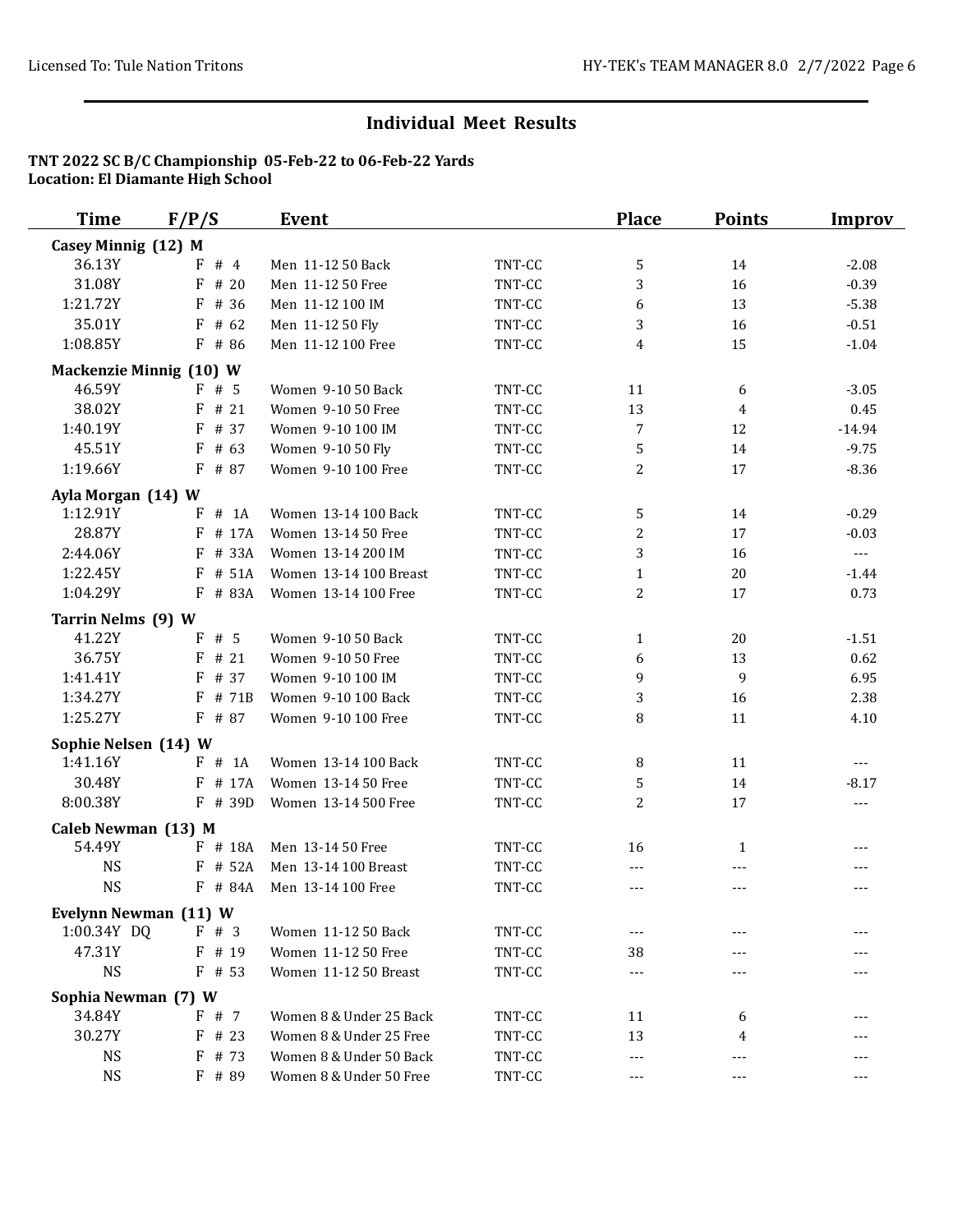## Individual Meet Results

**TNT 2022 SC B/C Championship 05-Feb-22 to 06-Feb-22 Yards**
**Location: El Diamante High School**

| Time | F/P/S | Event | | Place | Points | Improv |
|---|---|---|---|---|---|---|
| **Casey Minnig (12) M** | | | | | | |
| 36.13Y | F # 4 | Men 11-12 50 Back | TNT-CC | 5 | 14 | -2.08 |
| 31.08Y | F # 20 | Men 11-12 50 Free | TNT-CC | 3 | 16 | -0.39 |
| 1:21.72Y | F # 36 | Men 11-12 100 IM | TNT-CC | 6 | 13 | -5.38 |
| 35.01Y | F # 62 | Men 11-12 50 Fly | TNT-CC | 3 | 16 | -0.51 |
| 1:08.85Y | F # 86 | Men 11-12 100 Free | TNT-CC | 4 | 15 | -1.04 |
| **Mackenzie Minnig (10) W** | | | | | | |
| 46.59Y | F # 5 | Women 9-10 50 Back | TNT-CC | 11 | 6 | -3.05 |
| 38.02Y | F # 21 | Women 9-10 50 Free | TNT-CC | 13 | 4 | 0.45 |
| 1:40.19Y | F # 37 | Women 9-10 100 IM | TNT-CC | 7 | 12 | -14.94 |
| 45.51Y | F # 63 | Women 9-10 50 Fly | TNT-CC | 5 | 14 | -9.75 |
| 1:19.66Y | F # 87 | Women 9-10 100 Free | TNT-CC | 2 | 17 | -8.36 |
| **Ayla Morgan (14) W** | | | | | | |
| 1:12.91Y | F # 1A | Women 13-14 100 Back | TNT-CC | 5 | 14 | -0.29 |
| 28.87Y | F # 17A | Women 13-14 50 Free | TNT-CC | 2 | 17 | -0.03 |
| 2:44.06Y | F # 33A | Women 13-14 200 IM | TNT-CC | 3 | 16 | --- |
| 1:22.45Y | F # 51A | Women 13-14 100 Breast | TNT-CC | 1 | 20 | -1.44 |
| 1:04.29Y | F # 83A | Women 13-14 100 Free | TNT-CC | 2 | 17 | 0.73 |
| **Tarrin Nelms (9) W** | | | | | | |
| 41.22Y | F # 5 | Women 9-10 50 Back | TNT-CC | 1 | 20 | -1.51 |
| 36.75Y | F # 21 | Women 9-10 50 Free | TNT-CC | 6 | 13 | 0.62 |
| 1:41.41Y | F # 37 | Women 9-10 100 IM | TNT-CC | 9 | 9 | 6.95 |
| 1:34.27Y | F # 71B | Women 9-10 100 Back | TNT-CC | 3 | 16 | 2.38 |
| 1:25.27Y | F # 87 | Women 9-10 100 Free | TNT-CC | 8 | 11 | 4.10 |
| **Sophie Nelsen (14) W** | | | | | | |
| 1:41.16Y | F # 1A | Women 13-14 100 Back | TNT-CC | 8 | 11 | --- |
| 30.48Y | F # 17A | Women 13-14 50 Free | TNT-CC | 5 | 14 | -8.17 |
| 8:00.38Y | F # 39D | Women 13-14 500 Free | TNT-CC | 2 | 17 | --- |
| **Caleb Newman (13) M** | | | | | | |
| 54.49Y | F # 18A | Men 13-14 50 Free | TNT-CC | 16 | 1 | --- |
| NS | F # 52A | Men 13-14 100 Breast | TNT-CC | --- | --- | --- |
| NS | F # 84A | Men 13-14 100 Free | TNT-CC | --- | --- | --- |
| **Evelynn Newman (11) W** | | | | | | |
| 1:00.34Y DQ | F # 3 | Women 11-12 50 Back | TNT-CC | --- | --- | --- |
| 47.31Y | F # 19 | Women 11-12 50 Free | TNT-CC | 38 | --- | --- |
| NS | F # 53 | Women 11-12 50 Breast | TNT-CC | --- | --- | --- |
| **Sophia Newman (7) W** | | | | | | |
| 34.84Y | F # 7 | Women 8 & Under 25 Back | TNT-CC | 11 | 6 | --- |
| 30.27Y | F # 23 | Women 8 & Under 25 Free | TNT-CC | 13 | 4 | --- |
| NS | F # 73 | Women 8 & Under 50 Back | TNT-CC | --- | --- | --- |
| NS | F # 89 | Women 8 & Under 50 Free | TNT-CC | --- | --- | --- |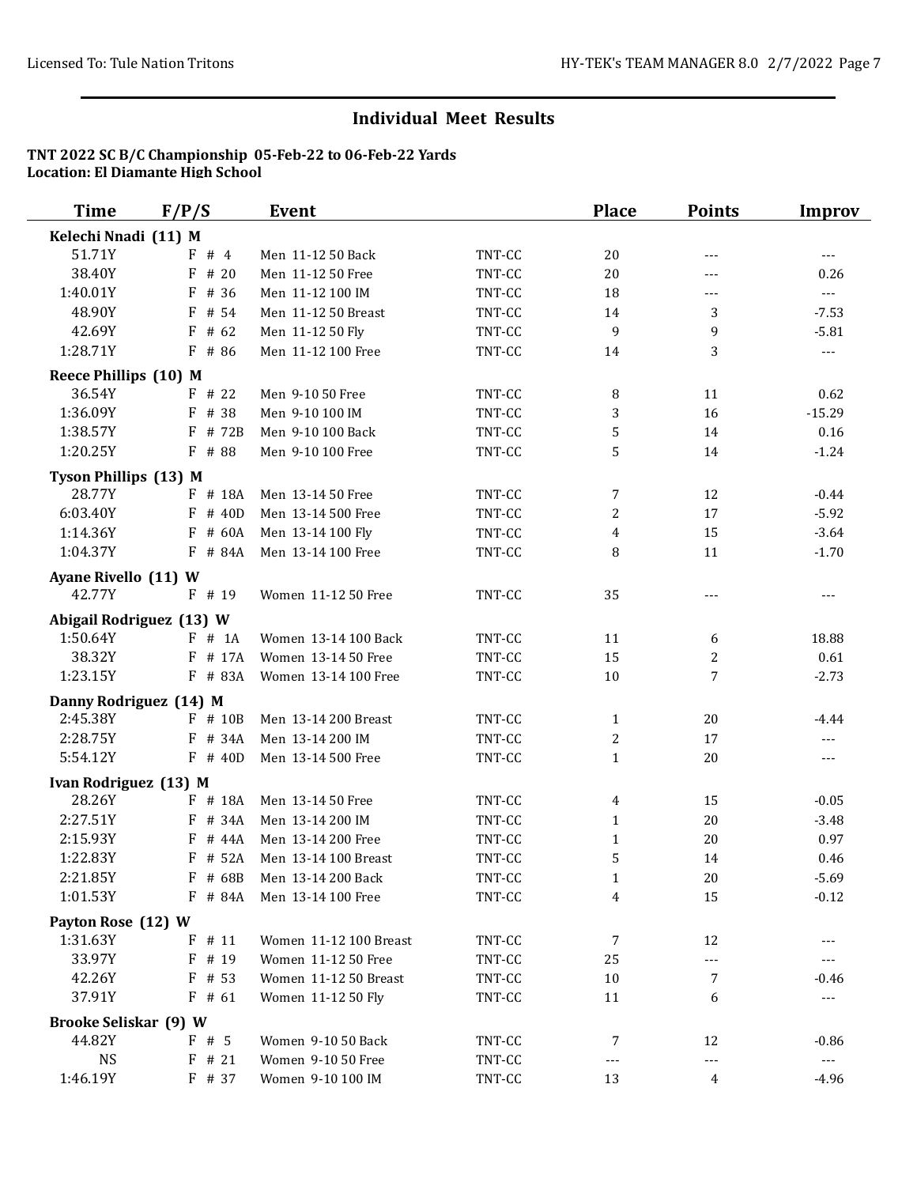## Individual Meet Results

**TNT 2022 SC B/C Championship 05-Feb-22 to 06-Feb-22 Yards**
**Location: El Diamante High School**

| Time | F/P/S | Event | | Place | Points | Improv |
|---|---|---|---|---|---|---|
| **Kelechi Nnadi (11) M** | | | | | | |
| 51.71Y | F # 4 | Men 11-12 50 Back | TNT-CC | 20 | --- | --- |
| 38.40Y | F # 20 | Men 11-12 50 Free | TNT-CC | 20 | --- | 0.26 |
| 1:40.01Y | F # 36 | Men 11-12 100 IM | TNT-CC | 18 | --- | --- |
| 48.90Y | F # 54 | Men 11-12 50 Breast | TNT-CC | 14 | 3 | -7.53 |
| 42.69Y | F # 62 | Men 11-12 50 Fly | TNT-CC | 9 | 9 | -5.81 |
| 1:28.71Y | F # 86 | Men 11-12 100 Free | TNT-CC | 14 | 3 | --- |
| **Reece Phillips (10) M** | | | | | | |
| 36.54Y | F # 22 | Men 9-10 50 Free | TNT-CC | 8 | 11 | 0.62 |
| 1:36.09Y | F # 38 | Men 9-10 100 IM | TNT-CC | 3 | 16 | -15.29 |
| 1:38.57Y | F # 72B | Men 9-10 100 Back | TNT-CC | 5 | 14 | 0.16 |
| 1:20.25Y | F # 88 | Men 9-10 100 Free | TNT-CC | 5 | 14 | -1.24 |
| **Tyson Phillips (13) M** | | | | | | |
| 28.77Y | F # 18A | Men 13-14 50 Free | TNT-CC | 7 | 12 | -0.44 |
| 6:03.40Y | F # 40D | Men 13-14 500 Free | TNT-CC | 2 | 17 | -5.92 |
| 1:14.36Y | F # 60A | Men 13-14 100 Fly | TNT-CC | 4 | 15 | -3.64 |
| 1:04.37Y | F # 84A | Men 13-14 100 Free | TNT-CC | 8 | 11 | -1.70 |
| **Ayane Rivello (11) W** | | | | | | |
| 42.77Y | F # 19 | Women 11-12 50 Free | TNT-CC | 35 | --- | --- |
| **Abigail Rodriguez (13) W** | | | | | | |
| 1:50.64Y | F # 1A | Women 13-14 100 Back | TNT-CC | 11 | 6 | 18.88 |
| 38.32Y | F # 17A | Women 13-14 50 Free | TNT-CC | 15 | 2 | 0.61 |
| 1:23.15Y | F # 83A | Women 13-14 100 Free | TNT-CC | 10 | 7 | -2.73 |
| **Danny Rodriguez (14) M** | | | | | | |
| 2:45.38Y | F # 10B | Men 13-14 200 Breast | TNT-CC | 1 | 20 | -4.44 |
| 2:28.75Y | F # 34A | Men 13-14 200 IM | TNT-CC | 2 | 17 | --- |
| 5:54.12Y | F # 40D | Men 13-14 500 Free | TNT-CC | 1 | 20 | --- |
| **Ivan Rodriguez (13) M** | | | | | | |
| 28.26Y | F # 18A | Men 13-14 50 Free | TNT-CC | 4 | 15 | -0.05 |
| 2:27.51Y | F # 34A | Men 13-14 200 IM | TNT-CC | 1 | 20 | -3.48 |
| 2:15.93Y | F # 44A | Men 13-14 200 Free | TNT-CC | 1 | 20 | 0.97 |
| 1:22.83Y | F # 52A | Men 13-14 100 Breast | TNT-CC | 5 | 14 | 0.46 |
| 2:21.85Y | F # 68B | Men 13-14 200 Back | TNT-CC | 1 | 20 | -5.69 |
| 1:01.53Y | F # 84A | Men 13-14 100 Free | TNT-CC | 4 | 15 | -0.12 |
| **Payton Rose (12) W** | | | | | | |
| 1:31.63Y | F # 11 | Women 11-12 100 Breast | TNT-CC | 7 | 12 | --- |
| 33.97Y | F # 19 | Women 11-12 50 Free | TNT-CC | 25 | --- | --- |
| 42.26Y | F # 53 | Women 11-12 50 Breast | TNT-CC | 10 | 7 | -0.46 |
| 37.91Y | F # 61 | Women 11-12 50 Fly | TNT-CC | 11 | 6 | --- |
| **Brooke Seliskar (9) W** | | | | | | |
| 44.82Y | F # 5 | Women 9-10 50 Back | TNT-CC | 7 | 12 | -0.86 |
| NS | F # 21 | Women 9-10 50 Free | TNT-CC | --- | --- | --- |
| 1:46.19Y | F # 37 | Women 9-10 100 IM | TNT-CC | 13 | 4 | -4.96 |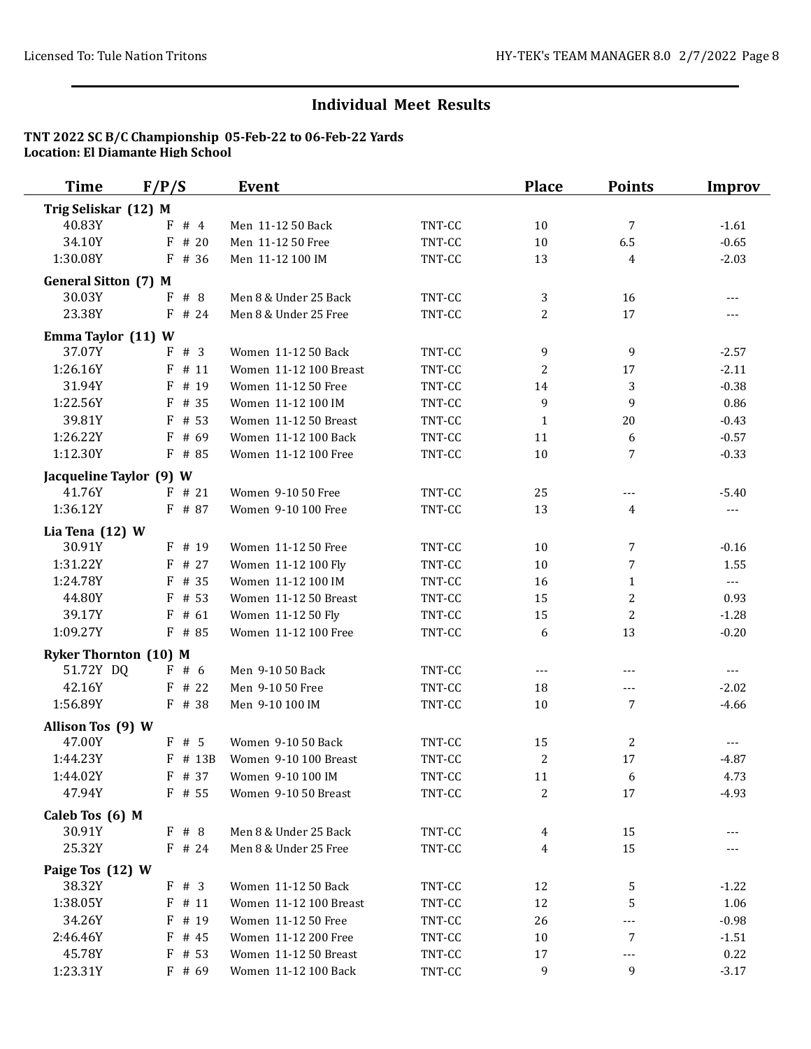## Individual Meet Results

**TNT 2022 SC B/C Championship 05-Feb-22 to 06-Feb-22 Yards**
**Location: El Diamante High School**

| Time | F/P/S | Event | | Place | Points | Improv |
|---|---|---|---|---|---|---|
| **Trig Seliskar (12) M** | | | | | | |
| 40.83Y | F # 4 | Men 11-12 50 Back | TNT-CC | 10 | 7 | -1.61 |
| 34.10Y | F # 20 | Men 11-12 50 Free | TNT-CC | 10 | 6.5 | -0.65 |
| 1:30.08Y | F # 36 | Men 11-12 100 IM | TNT-CC | 13 | 4 | -2.03 |
| **General Sitton (7) M** | | | | | | |
| 30.03Y | F # 8 | Men 8 & Under 25 Back | TNT-CC | 3 | 16 | --- |
| 23.38Y | F # 24 | Men 8 & Under 25 Free | TNT-CC | 2 | 17 | --- |
| **Emma Taylor (11) W** | | | | | | |
| 37.07Y | F # 3 | Women 11-12 50 Back | TNT-CC | 9 | 9 | -2.57 |
| 1:26.16Y | F # 11 | Women 11-12 100 Breast | TNT-CC | 2 | 17 | -2.11 |
| 31.94Y | F # 19 | Women 11-12 50 Free | TNT-CC | 14 | 3 | -0.38 |
| 1:22.56Y | F # 35 | Women 11-12 100 IM | TNT-CC | 9 | 9 | 0.86 |
| 39.81Y | F # 53 | Women 11-12 50 Breast | TNT-CC | 1 | 20 | -0.43 |
| 1:26.22Y | F # 69 | Women 11-12 100 Back | TNT-CC | 11 | 6 | -0.57 |
| 1:12.30Y | F # 85 | Women 11-12 100 Free | TNT-CC | 10 | 7 | -0.33 |
| **Jacqueline Taylor (9) W** | | | | | | |
| 41.76Y | F # 21 | Women 9-10 50 Free | TNT-CC | 25 | --- | -5.40 |
| 1:36.12Y | F # 87 | Women 9-10 100 Free | TNT-CC | 13 | 4 | --- |
| **Lia Tena (12) W** | | | | | | |
| 30.91Y | F # 19 | Women 11-12 50 Free | TNT-CC | 10 | 7 | -0.16 |
| 1:31.22Y | F # 27 | Women 11-12 100 Fly | TNT-CC | 10 | 7 | 1.55 |
| 1:24.78Y | F # 35 | Women 11-12 100 IM | TNT-CC | 16 | 1 | --- |
| 44.80Y | F # 53 | Women 11-12 50 Breast | TNT-CC | 15 | 2 | 0.93 |
| 39.17Y | F # 61 | Women 11-12 50 Fly | TNT-CC | 15 | 2 | -1.28 |
| 1:09.27Y | F # 85 | Women 11-12 100 Free | TNT-CC | 6 | 13 | -0.20 |
| **Ryker Thornton (10) M** | | | | | | |
| 51.72Y DQ | F # 6 | Men 9-10 50 Back | TNT-CC | --- | --- | --- |
| 42.16Y | F # 22 | Men 9-10 50 Free | TNT-CC | 18 | --- | -2.02 |
| 1:56.89Y | F # 38 | Men 9-10 100 IM | TNT-CC | 10 | 7 | -4.66 |
| **Allison Tos (9) W** | | | | | | |
| 47.00Y | F # 5 | Women 9-10 50 Back | TNT-CC | 15 | 2 | --- |
| 1:44.23Y | F # 13B | Women 9-10 100 Breast | TNT-CC | 2 | 17 | -4.87 |
| 1:44.02Y | F # 37 | Women 9-10 100 IM | TNT-CC | 11 | 6 | 4.73 |
| 47.94Y | F # 55 | Women 9-10 50 Breast | TNT-CC | 2 | 17 | -4.93 |
| **Caleb Tos (6) M** | | | | | | |
| 30.91Y | F # 8 | Men 8 & Under 25 Back | TNT-CC | 4 | 15 | --- |
| 25.32Y | F # 24 | Men 8 & Under 25 Free | TNT-CC | 4 | 15 | --- |
| **Paige Tos (12) W** | | | | | | |
| 38.32Y | F # 3 | Women 11-12 50 Back | TNT-CC | 12 | 5 | -1.22 |
| 1:38.05Y | F # 11 | Women 11-12 100 Breast | TNT-CC | 12 | 5 | 1.06 |
| 34.26Y | F # 19 | Women 11-12 50 Free | TNT-CC | 26 | --- | -0.98 |
| 2:46.46Y | F # 45 | Women 11-12 200 Free | TNT-CC | 10 | 7 | -1.51 |
| 45.78Y | F # 53 | Women 11-12 50 Breast | TNT-CC | 17 | --- | 0.22 |
| 1:23.31Y | F # 69 | Women 11-12 100 Back | TNT-CC | 9 | 9 | -3.17 |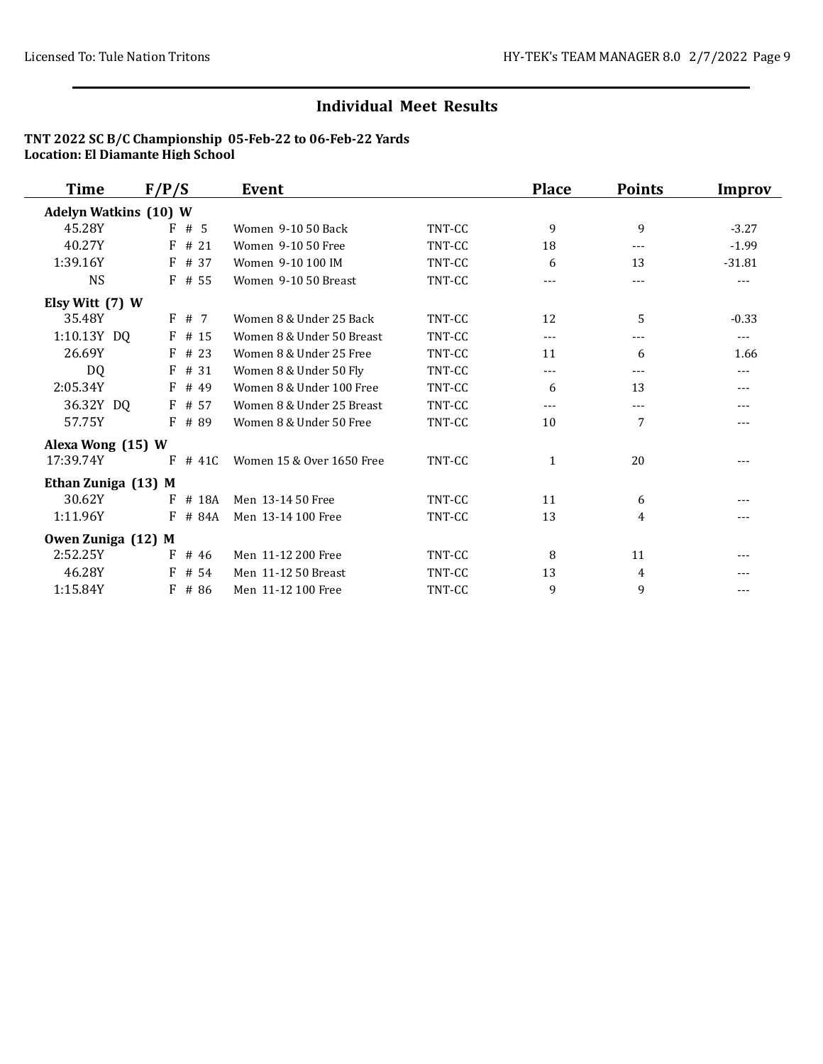## Individual Meet Results

**TNT 2022 SC B/C Championship 05-Feb-22 to 06-Feb-22 Yards**
**Location: El Diamante High School**

| Time | F/P/S | Event | | Place | Points | Improv |
|---|---|---|---|---|---|---|
| **Adelyn Watkins (10) W** | | | | | | |
| 45.28Y | F # 5 | Women 9-10 50 Back | TNT-CC | 9 | 9 | -3.27 |
| 40.27Y | F # 21 | Women 9-10 50 Free | TNT-CC | 18 | --- | -1.99 |
| 1:39.16Y | F # 37 | Women 9-10 100 IM | TNT-CC | 6 | 13 | -31.81 |
| NS | F # 55 | Women 9-10 50 Breast | TNT-CC | --- | --- | --- |
| **Elsy Witt (7) W** | | | | | | |
| 35.48Y | F # 7 | Women 8 & Under 25 Back | TNT-CC | 12 | 5 | -0.33 |
| 1:10.13Y DQ | F # 15 | Women 8 & Under 50 Breast | TNT-CC | --- | --- | --- |
| 26.69Y | F # 23 | Women 8 & Under 25 Free | TNT-CC | 11 | 6 | 1.66 |
| DQ | F # 31 | Women 8 & Under 50 Fly | TNT-CC | --- | --- | --- |
| 2:05.34Y | F # 49 | Women 8 & Under 100 Free | TNT-CC | 6 | 13 | --- |
| 36.32Y DQ | F # 57 | Women 8 & Under 25 Breast | TNT-CC | --- | --- | --- |
| 57.75Y | F # 89 | Women 8 & Under 50 Free | TNT-CC | 10 | 7 | --- |
| **Alexa Wong (15) W** | | | | | | |
| 17:39.74Y | F # 41C | Women 15 & Over 1650 Free | TNT-CC | 1 | 20 | --- |
| **Ethan Zuniga (13) M** | | | | | | |
| 30.62Y | F # 18A | Men 13-14 50 Free | TNT-CC | 11 | 6 | --- |
| 1:11.96Y | F # 84A | Men 13-14 100 Free | TNT-CC | 13 | 4 | --- |
| **Owen Zuniga (12) M** | | | | | | |
| 2:52.25Y | F # 46 | Men 11-12 200 Free | TNT-CC | 8 | 11 | --- |
| 46.28Y | F # 54 | Men 11-12 50 Breast | TNT-CC | 13 | 4 | --- |
| 1:15.84Y | F # 86 | Men 11-12 100 Free | TNT-CC | 9 | 9 | --- |